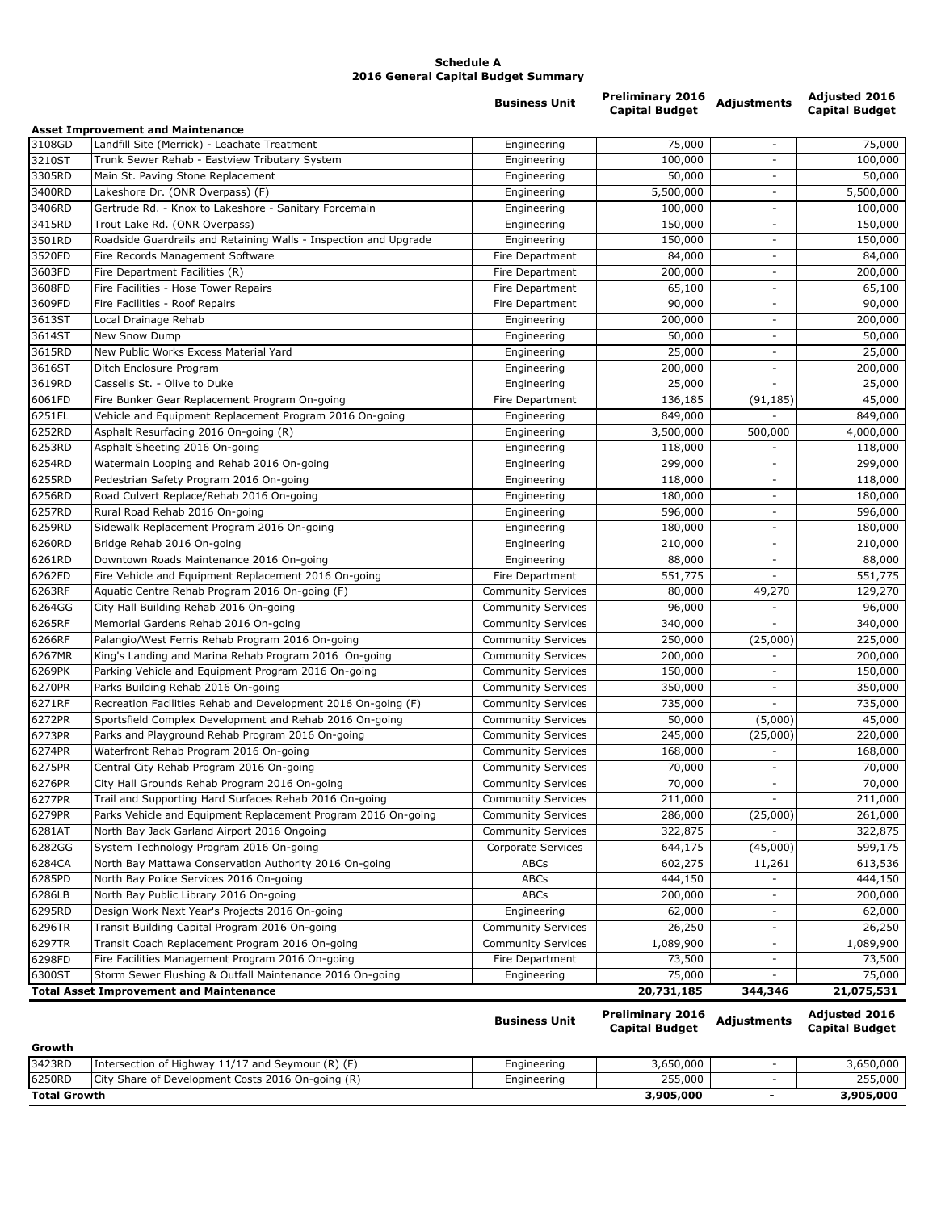**Schedule A**
**2016 General Capital Budget Summary**

| | | Business Unit | Preliminary 2016 Capital Budget | Adjustments | Adjusted 2016 Capital Budget |
|---|---|---|---|---|---|
| **Asset Improvement and Maintenance** | | | | | |
| 3108GD | Landfill Site (Merrick) - Leachate Treatment | Engineering | 75,000 | - | 75,000 |
| 3210ST | Trunk Sewer Rehab - Eastview Tributary System | Engineering | 100,000 | - | 100,000 |
| 3305RD | Main St. Paving Stone Replacement | Engineering | 50,000 | - | 50,000 |
| 3400RD | Lakeshore Dr. (ONR Overpass) (F) | Engineering | 5,500,000 | - | 5,500,000 |
| 3406RD | Gertrude Rd. - Knox to Lakeshore - Sanitary Forcemain | Engineering | 100,000 | - | 100,000 |
| 3415RD | Trout Lake Rd. (ONR Overpass) | Engineering | 150,000 | - | 150,000 |
| 3501RD | Roadside Guardrails and Retaining Walls - Inspection and Upgrade | Engineering | 150,000 | - | 150,000 |
| 3520FD | Fire Records Management Software | Fire Department | 84,000 | - | 84,000 |
| 3603FD | Fire Department Facilities (R) | Fire Department | 200,000 | - | 200,000 |
| 3608FD | Fire Facilities - Hose Tower Repairs | Fire Department | 65,100 | - | 65,100 |
| 3609FD | Fire Facilities - Roof Repairs | Fire Department | 90,000 | - | 90,000 |
| 3613ST | Local Drainage Rehab | Engineering | 200,000 | - | 200,000 |
| 3614ST | New Snow Dump | Engineering | 50,000 | - | 50,000 |
| 3615RD | New Public Works Excess Material Yard | Engineering | 25,000 | - | 25,000 |
| 3616ST | Ditch Enclosure Program | Engineering | 200,000 | - | 200,000 |
| 3619RD | Cassells St. - Olive to Duke | Engineering | 25,000 | - | 25,000 |
| 6061FD | Fire Bunker Gear Replacement Program On-going | Fire Department | 136,185 | (91,185) | 45,000 |
| 6251FL | Vehicle and Equipment Replacement Program 2016 On-going | Engineering | 849,000 | - | 849,000 |
| 6252RD | Asphalt Resurfacing 2016 On-going (R) | Engineering | 3,500,000 | 500,000 | 4,000,000 |
| 6253RD | Asphalt Sheeting 2016 On-going | Engineering | 118,000 | - | 118,000 |
| 6254RD | Watermain Looping and Rehab 2016 On-going | Engineering | 299,000 | - | 299,000 |
| 6255RD | Pedestrian Safety Program 2016 On-going | Engineering | 118,000 | - | 118,000 |
| 6256RD | Road Culvert Replace/Rehab 2016 On-going | Engineering | 180,000 | - | 180,000 |
| 6257RD | Rural Road Rehab 2016 On-going | Engineering | 596,000 | - | 596,000 |
| 6259RD | Sidewalk Replacement Program 2016 On-going | Engineering | 180,000 | - | 180,000 |
| 6260RD | Bridge Rehab 2016 On-going | Engineering | 210,000 | - | 210,000 |
| 6261RD | Downtown Roads Maintenance 2016 On-going | Engineering | 88,000 | - | 88,000 |
| 6262FD | Fire Vehicle and Equipment Replacement 2016 On-going | Fire Department | 551,775 | - | 551,775 |
| 6263RF | Aquatic Centre Rehab Program 2016 On-going (F) | Community Services | 80,000 | 49,270 | 129,270 |
| 6264GG | City Hall Building Rehab 2016 On-going | Community Services | 96,000 | - | 96,000 |
| 6265RF | Memorial Gardens Rehab 2016 On-going | Community Services | 340,000 | - | 340,000 |
| 6266RF | Palangio/West Ferris Rehab Program 2016 On-going | Community Services | 250,000 | (25,000) | 225,000 |
| 6267MR | King's Landing and Marina Rehab Program 2016 On-going | Community Services | 200,000 | - | 200,000 |
| 6269PK | Parking Vehicle and Equipment Program 2016 On-going | Community Services | 150,000 | - | 150,000 |
| 6270PR | Parks Building Rehab 2016 On-going | Community Services | 350,000 | - | 350,000 |
| 6271RF | Recreation Facilities Rehab and Development 2016 On-going (F) | Community Services | 735,000 | - | 735,000 |
| 6272PR | Sportsfield Complex Development and Rehab 2016 On-going | Community Services | 50,000 | (5,000) | 45,000 |
| 6273PR | Parks and Playground Rehab Program 2016 On-going | Community Services | 245,000 | (25,000) | 220,000 |
| 6274PR | Waterfront Rehab Program 2016 On-going | Community Services | 168,000 | - | 168,000 |
| 6275PR | Central City Rehab Program 2016 On-going | Community Services | 70,000 | - | 70,000 |
| 6276PR | City Hall Grounds Rehab Program 2016 On-going | Community Services | 70,000 | - | 70,000 |
| 6277PR | Trail and Supporting Hard Surfaces Rehab 2016 On-going | Community Services | 211,000 | - | 211,000 |
| 6279PR | Parks Vehicle and Equipment Replacement Program 2016 On-going | Community Services | 286,000 | (25,000) | 261,000 |
| 6281AT | North Bay Jack Garland Airport 2016 Ongoing | Community Services | 322,875 | - | 322,875 |
| 6282GG | System Technology Program 2016 On-going | Corporate Services | 644,175 | (45,000) | 599,175 |
| 6284CA | North Bay Mattawa Conservation Authority 2016 On-going | ABCs | 602,275 | 11,261 | 613,536 |
| 6285PD | North Bay Police Services 2016 On-going | ABCs | 444,150 | - | 444,150 |
| 6286LB | North Bay Public Library 2016 On-going | ABCs | 200,000 | - | 200,000 |
| 6295RD | Design Work Next Year's Projects 2016 On-going | Engineering | 62,000 | - | 62,000 |
| 6296TR | Transit Building Capital Program 2016 On-going | Community Services | 26,250 | - | 26,250 |
| 6297TR | Transit Coach Replacement Program 2016 On-going | Community Services | 1,089,900 | - | 1,089,900 |
| 6298FD | Fire Facilities Management Program 2016 On-going | Fire Department | 73,500 | - | 73,500 |
| 6300ST | Storm Sewer Flushing & Outfall Maintenance 2016 On-going | Engineering | 75,000 | - | 75,000 |
| **Total Asset Improvement and Maintenance** | | | **20,731,185** | **344,346** | **21,075,531** |

| | | Business Unit | Preliminary 2016 Capital Budget | Adjustments | Adjusted 2016 Capital Budget |
|---|---|---|---|---|---|
| **Growth** | | | | | |
| 3423RD | Intersection of Highway 11/17 and Seymour (R) (F) | Engineering | 3,650,000 | - | 3,650,000 |
| 6250RD | City Share of Development Costs 2016 On-going (R) | Engineering | 255,000 | - | 255,000 |
| **Total Growth** | | | **3,905,000** | **-** | **3,905,000** |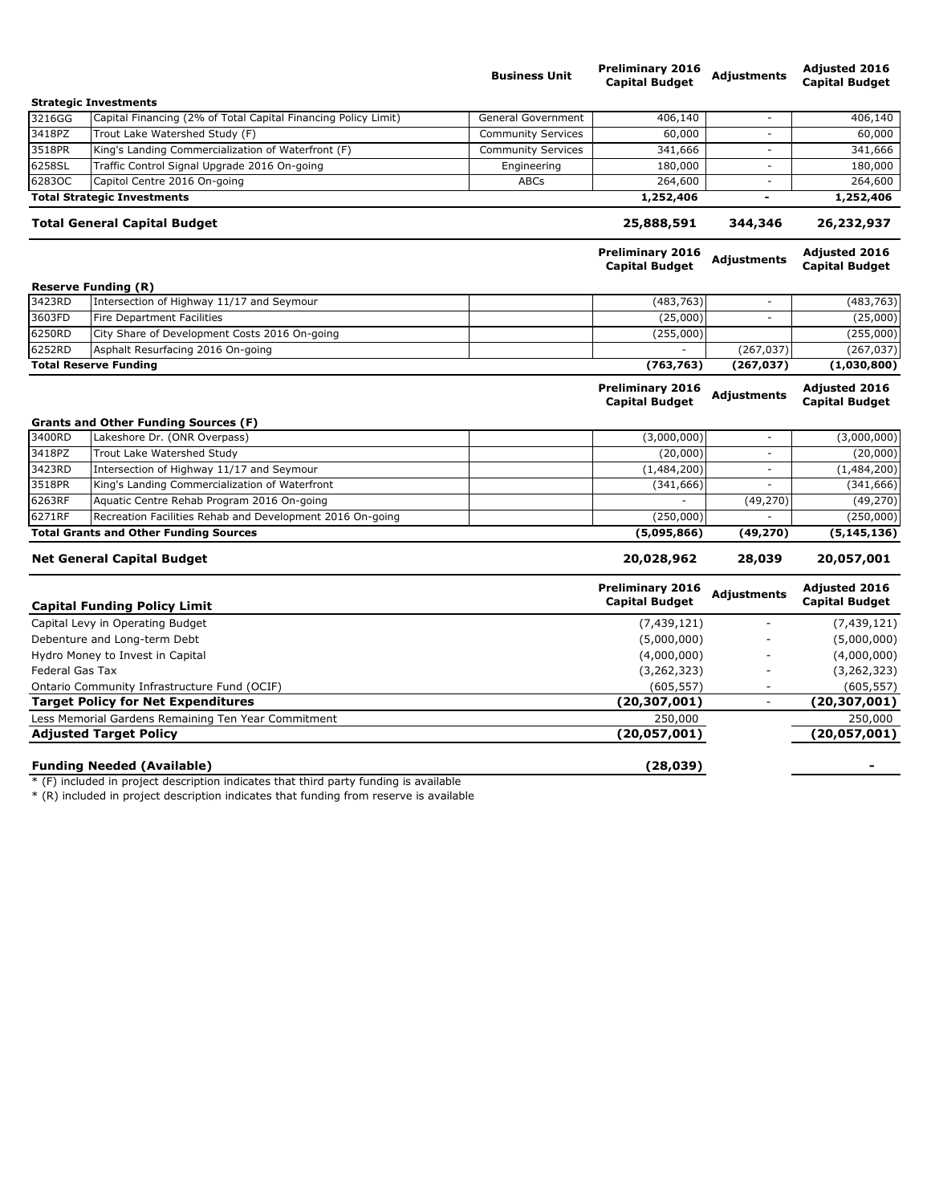| | | Business Unit | Preliminary 2016 Capital Budget | Adjustments | Adjusted 2016 Capital Budget |
|---|---|---|---|---|---|
| **Strategic Investments** | | | | | |
| 3216GG | Capital Financing (2% of Total Capital Financing Policy Limit) | General Government | 406,140 | - | 406,140 |
| 3418PZ | Trout Lake Watershed Study (F) | Community Services | 60,000 | - | 60,000 |
| 3518PR | King's Landing Commercialization of Waterfront (F) | Community Services | 341,666 | - | 341,666 |
| 6258SL | Traffic Control Signal Upgrade 2016 On-going | Engineering | 180,000 | - | 180,000 |
| 6283OC | Capitol Centre 2016 On-going | ABCs | 264,600 | - | 264,600 |
| **Total Strategic Investments** | | | **1,252,406** | **-** | **1,252,406** |
| **Total General Capital Budget** | | | **25,888,591** | **344,346** | **26,232,937** |

| | | | Preliminary 2016 Capital Budget | Adjustments | Adjusted 2016 Capital Budget |
|---|---|---|---|---|---|
| **Reserve Funding (R)** | | | | | |
| 3423RD | Intersection of Highway 11/17 and Seymour | | (483,763) | - | (483,763) |
| 3603FD | Fire Department Facilities | | (25,000) | - | (25,000) |
| 6250RD | City Share of Development Costs 2016 On-going | | (255,000) | | (255,000) |
| 6252RD | Asphalt Resurfacing 2016 On-going | | - | (267,037) | (267,037) |
| **Total Reserve Funding** | | | **(763,763)** | **(267,037)** | **(1,030,800)** |

| | | | Preliminary 2016 Capital Budget | Adjustments | Adjusted 2016 Capital Budget |
|---|---|---|---|---|---|
| **Grants and Other Funding Sources (F)** | | | | | |
| 3400RD | Lakeshore Dr. (ONR Overpass) | | (3,000,000) | - | (3,000,000) |
| 3418PZ | Trout Lake Watershed Study | | (20,000) | - | (20,000) |
| 3423RD | Intersection of Highway 11/17 and Seymour | | (1,484,200) | - | (1,484,200) |
| 3518PR | King's Landing Commercialization of Waterfront | | (341,666) | - | (341,666) |
| 6263RF | Aquatic Centre Rehab Program 2016 On-going | | - | (49,270) | (49,270) |
| 6271RF | Recreation Facilities Rehab and Development 2016 On-going | | (250,000) | - | (250,000) |
| **Total Grants and Other Funding Sources** | | | **(5,095,866)** | **(49,270)** | **(5,145,136)** |
| **Net General Capital Budget** | | | **20,028,962** | **28,039** | **20,057,001** |

| **Capital Funding Policy Limit** | Preliminary 2016 Capital Budget | Adjustments | Adjusted 2016 Capital Budget |
|---|---|---|---|
| Capital Levy in Operating Budget | (7,439,121) | - | (7,439,121) |
| Debenture and Long-term Debt | (5,000,000) | - | (5,000,000) |
| Hydro Money to Invest in Capital | (4,000,000) | - | (4,000,000) |
| Federal Gas Tax | (3,262,323) | - | (3,262,323) |
| Ontario Community Infrastructure Fund (OCIF) | (605,557) | - | (605,557) |
| **Target Policy for Net Expenditures** | **(20,307,001)** | - | **(20,307,001)** |
| Less Memorial Gardens Remaining Ten Year Commitment | 250,000 | | 250,000 |
| **Adjusted Target Policy** | **(20,057,001)** | | **(20,057,001)** |
| **Funding Needed (Available)** | **(28,039)** | | **-** |

* (F) included in project description indicates that third party funding is available
* (R) included in project description indicates that funding from reserve is available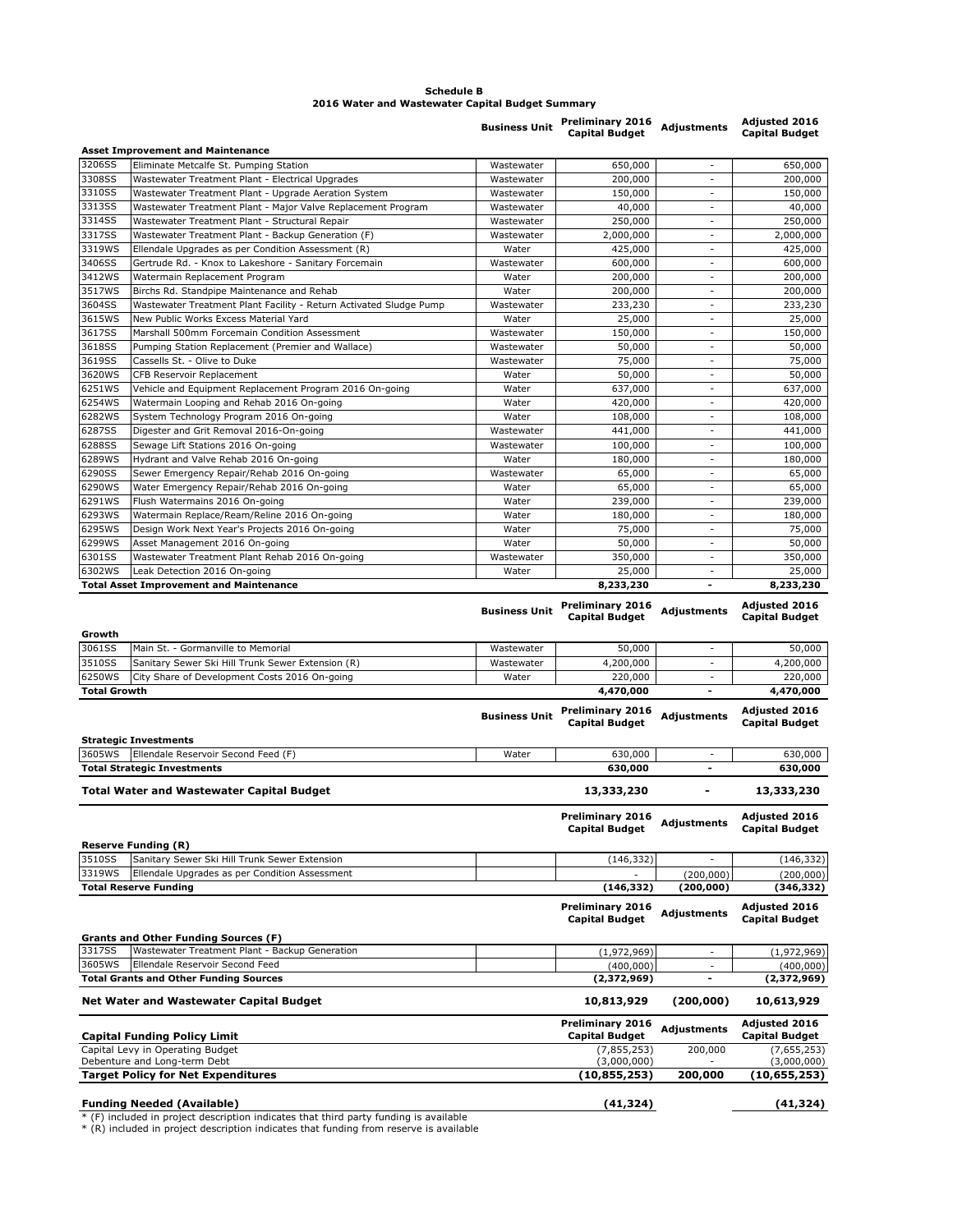**Schedule B**
**2016 Water and Wastewater Capital Budget Summary**

| | | Business Unit | Preliminary 2016 Capital Budget | Adjustments | Adjusted 2016 Capital Budget |
|---|---|---|---|---|---|
| **Asset Improvement and Maintenance** | | | | | |
| 3206SS | Eliminate Metcalfe St. Pumping Station | Wastewater | 650,000 | - | 650,000 |
| 3308SS | Wastewater Treatment Plant - Electrical Upgrades | Wastewater | 200,000 | - | 200,000 |
| 3310SS | Wastewater Treatment Plant - Upgrade Aeration System | Wastewater | 150,000 | - | 150,000 |
| 3313SS | Wastewater Treatment Plant - Major Valve Replacement Program | Wastewater | 40,000 | - | 40,000 |
| 3314SS | Wastewater Treatment Plant - Structural Repair | Wastewater | 250,000 | - | 250,000 |
| 3317SS | Wastewater Treatment Plant - Backup Generation (F) | Wastewater | 2,000,000 | - | 2,000,000 |
| 3319WS | Ellendale Upgrades as per Condition Assessment (R) | Water | 425,000 | - | 425,000 |
| 3406SS | Gertrude Rd. - Knox to Lakeshore - Sanitary Forcemain | Wastewater | 600,000 | - | 600,000 |
| 3412WS | Watermain Replacement Program | Water | 200,000 | - | 200,000 |
| 3517WS | Birchs Rd. Standpipe Maintenance and Rehab | Water | 200,000 | - | 200,000 |
| 3604SS | Wastewater Treatment Plant Facility - Return Activated Sludge Pump | Wastewater | 233,230 | - | 233,230 |
| 3615WS | New Public Works Excess Material Yard | Water | 25,000 | - | 25,000 |
| 3617SS | Marshall 500mm Forcemain Condition Assessment | Wastewater | 150,000 | - | 150,000 |
| 3618SS | Pumping Station Replacement (Premier and Wallace) | Wastewater | 50,000 | - | 50,000 |
| 3619SS | Cassells St. - Olive to Duke | Wastewater | 75,000 | - | 75,000 |
| 3620WS | CFB Reservoir Replacement | Water | 50,000 | - | 50,000 |
| 6251WS | Vehicle and Equipment Replacement Program 2016 On-going | Water | 637,000 | - | 637,000 |
| 6254WS | Watermain Looping and Rehab 2016 On-going | Water | 420,000 | - | 420,000 |
| 6282WS | System Technology Program 2016 On-going | Water | 108,000 | - | 108,000 |
| 6287SS | Digester and Grit Removal 2016-On-going | Wastewater | 441,000 | - | 441,000 |
| 6288SS | Sewage Lift Stations 2016 On-going | Wastewater | 100,000 | - | 100,000 |
| 6289WS | Hydrant and Valve Rehab 2016 On-going | Water | 180,000 | - | 180,000 |
| 6290SS | Sewer Emergency Repair/Rehab 2016 On-going | Wastewater | 65,000 | - | 65,000 |
| 6290WS | Water Emergency Repair/Rehab 2016 On-going | Water | 65,000 | - | 65,000 |
| 6291WS | Flush Watermains 2016 On-going | Water | 239,000 | - | 239,000 |
| 6293WS | Watermain Replace/Ream/Reline 2016 On-going | Water | 180,000 | - | 180,000 |
| 6295WS | Design Work Next Year's Projects 2016 On-going | Water | 75,000 | - | 75,000 |
| 6299WS | Asset Management 2016 On-going | Water | 50,000 | - | 50,000 |
| 6301SS | Wastewater Treatment Plant Rehab 2016 On-going | Wastewater | 350,000 | - | 350,000 |
| 6302WS | Leak Detection 2016 On-going | Water | 25,000 | - | 25,000 |
| **Total Asset Improvement and Maintenance** | | | **8,233,230** | **-** | **8,233,230** |

| | | Business Unit | Preliminary 2016 Capital Budget | Adjustments | Adjusted 2016 Capital Budget |
|---|---|---|---|---|---|
| **Growth** | | | | | |
| 3061SS | Main St. - Gormanville to Memorial | Wastewater | 50,000 | - | 50,000 |
| 3510SS | Sanitary Sewer Ski Hill Trunk Sewer Extension (R) | Wastewater | 4,200,000 | - | 4,200,000 |
| 6250WS | City Share of Development Costs 2016 On-going | Water | 220,000 | - | 220,000 |
| **Total Growth** | | | **4,470,000** | **-** | **4,470,000** |

| | | Business Unit | Preliminary 2016 Capital Budget | Adjustments | Adjusted 2016 Capital Budget |
|---|---|---|---|---|---|
| **Strategic Investments** | | | | | |
| 3605WS | Ellendale Reservoir Second Feed (F) | Water | 630,000 | - | 630,000 |
| **Total Strategic Investments** | | | **630,000** | **-** | **630,000** |
| **Total Water and Wastewater Capital Budget** | | | **13,333,230** | **-** | **13,333,230** |

| | | Preliminary 2016 Capital Budget | Adjustments | Adjusted 2016 Capital Budget |
|---|---|---|---|---|
| **Reserve Funding (R)** | | | | |
| 3510SS | Sanitary Sewer Ski Hill Trunk Sewer Extension | (146,332) | - | (146,332) |
| 3319WS | Ellendale Upgrades as per Condition Assessment | - | (200,000) | (200,000) |
| **Total Reserve Funding** | | **(146,332)** | **(200,000)** | **(346,332)** |

| | | Preliminary 2016 Capital Budget | Adjustments | Adjusted 2016 Capital Budget |
|---|---|---|---|---|
| **Grants and Other Funding Sources (F)** | | | | |
| 3317SS | Wastewater Treatment Plant - Backup Generation | (1,972,969) | - | (1,972,969) |
| 3605WS | Ellendale Reservoir Second Feed | (400,000) | - | (400,000) |
| **Total Grants and Other Funding Sources** | | **(2,372,969)** | **-** | **(2,372,969)** |
| **Net Water and Wastewater Capital Budget** | | **10,813,929** | **(200,000)** | **10,613,929** |

| **Capital Funding Policy Limit** | Preliminary 2016 Capital Budget | Adjustments | Adjusted 2016 Capital Budget |
|---|---|---|---|
| Capital Levy in Operating Budget | (7,855,253) | 200,000 | (7,655,253) |
| Debenture and Long-term Debt | (3,000,000) | - | (3,000,000) |
| **Target Policy for Net Expenditures** | **(10,855,253)** | **200,000** | **(10,655,253)** |
| **Funding Needed (Available)** | **(41,324)** | | **(41,324)** |

* (F) included in project description indicates that third party funding is available
* (R) included in project description indicates that funding from reserve is available